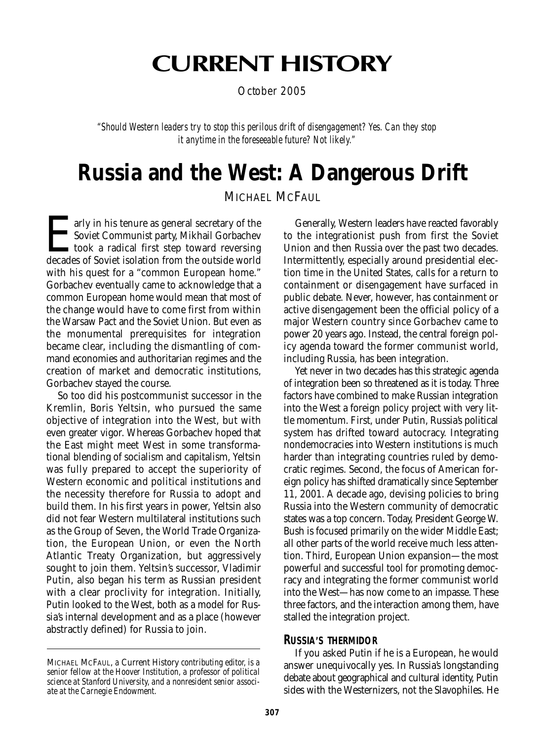# CURRENT HISTORY

October 2005

*"Should Western leaders try to stop this perilous drift of disengagement? Yes. Can they stop it anytime in the foreseeable future? Not likely."*

# Russia and the West: A Dangerous Drift

MICHAEL MCFAUL

Early in his tenure as general secretary of the Soviet Communist party, Mikhail Gorbachev took a radical first step toward reversing decades of Soviet isolation from the outside world with his quest for a "common European home." Gorbachev eventually came to acknowledge that a common European home would mean that most of the change would have to come first from within the Warsaw Pact and the Soviet Union. But even as the monumental prerequisites for integration became clear, including the dismantling of command economies and authoritarian regimes and the creation of market and democratic institutions, Gorbachev stayed the course.

So too did his postcommunist successor in the Kremlin, Boris Yeltsin, who pursued the same objective of integration into the West, but with even greater vigor. Whereas Gorbachev hoped that the East might meet West in some transformational blending of socialism and capitalism, Yeltsin was fully prepared to accept the superiority of Western economic and political institutions and the necessity therefore for Russia to adopt and build them. In his first years in power, Yeltsin also did not fear Western multilateral institutions such as the Group of Seven, the World Trade Organization, the European Union, or even the North Atlantic Treaty Organization, but aggressively sought to join them. Yeltsin's successor, Vladimir Putin, also began his term as Russian president with a clear proclivity for integration. Initially, Putin looked to the West, both as a model for Russia's internal development and as a place (however abstractly defined) for Russia to join.

MICHAEL MCFAUL, a *Current History contributing editor, is a senior fellow at the Hoover Institution, a professor of political science at Stanford University, and a nonresident senior associate at the Carnegie Endowment.*

Generally, Western leaders have reacted favorably to the integrationist push from first the Soviet Union and then Russia over the past two decades. Intermittently, especially around presidential election time in the United States, calls for a return to containment or disengagement have surfaced in public debate. Never, however, has containment or active disengagement been the official policy of a major Western country since Gorbachev came to power 20 years ago. Instead, the central foreign policy agenda toward the former communist world, including Russia, has been integration.

Yet never in two decades has this strategic agenda of integration been so threatened as it is today. Three factors have combined to make Russian integration into the West a foreign policy project with very little momentum. First, under Putin, Russia's political system has drifted toward autocracy. Integrating nondemocracies into Western institutions is much harder than integrating countries ruled by democratic regimes. Second, the focus of American foreign policy has shifted dramatically since September 11, 2001. A decade ago, devising policies to bring Russia into the Western community of democratic states was a top concern. Today, President George W. Bush is focused primarily on the wider Middle East; all other parts of the world receive much less attention. Third, European Union expansion—the most powerful and successful tool for promoting democracy and integrating the former communist world into the West—has now come to an impasse. These three factors, and the interaction among them, have stalled the integration project.

## RUSSIA'S THERMIDOR

If you asked Putin if he is a European, he would answer unequivocally yes. In Russia's longstanding debate about geographical and cultural identity, Putin sides with the Westernizers, not the Slavophiles. He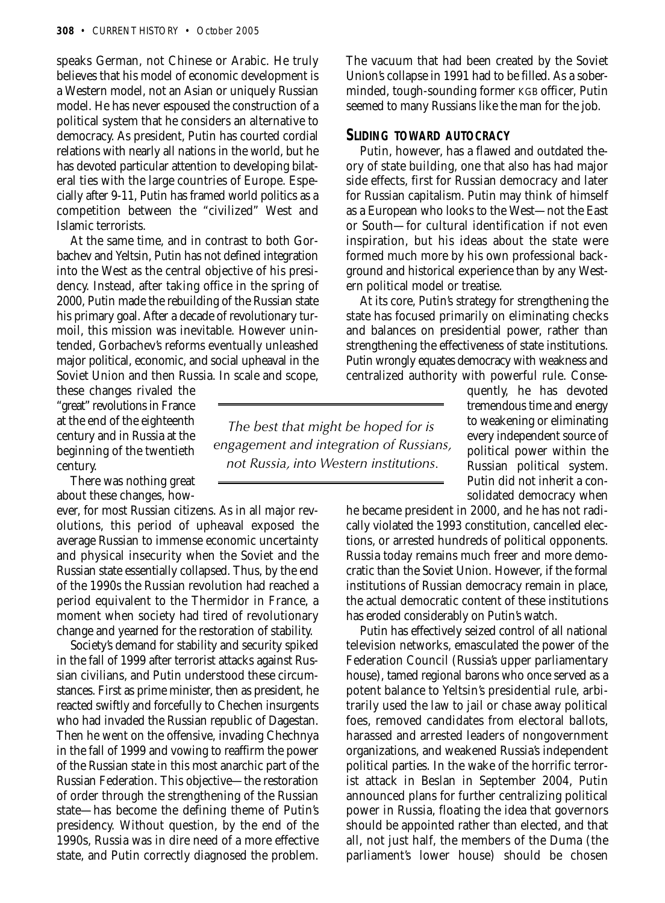speaks German, not Chinese or Arabic. He truly believes that his model of economic development is a Western model, not an Asian or uniquely Russian model. He has never espoused the construction of a political system that he considers an alternative to democracy. As president, Putin has courted cordial relations with nearly all nations in the world, but he has devoted particular attention to developing bilateral ties with the large countries of Europe. Especially after 9-11, Putin has framed world politics as a competition between the "civilized" West and Islamic terrorists.

At the same time, and in contrast to both Gorbachev and Yeltsin, Putin has not defined integration into the West as the central objective of his presidency. Instead, after taking office in the spring of 2000, Putin made the rebuilding of the Russian state his primary goal. After a decade of revolutionary turmoil, this mission was inevitable. However unintended, Gorbachev's reforms eventually unleashed major political, economic, and social upheaval in the Soviet Union and then Russia. In scale and scope, these changes rivaled the "great" revolutions in France at the end of the eighteenth century and in Russia at the beginning of the twentieth century.

There was nothing great about these changes, however, for most Russian citizens. As in all major revolutions, this period of upheaval exposed the average Russian to immense economic uncertainty and physical insecurity when the Soviet and the Russian state essentially collapsed. Thus, by the end of the 1990s the Russian revolution had reached a period equivalent to the Thermidor in France, a moment when society had tired of revolutionary change and yearned for the restoration of stability.

Society's demand for stability and security spiked in the fall of 1999 after terrorist attacks against Russian civilians, and Putin understood these circumstances. First as prime minister, then as president, he reacted swiftly and forcefully to Chechen insurgents who had invaded the Russian republic of Dagestan. Then he went on the offensive, invading Chechnya in the fall of 1999 and vowing to reaffirm the power of the Russian state in this most anarchic part of the Russian Federation. This objective—the restoration of order through the strengthening of the Russian state—has become the defining theme of Putin's presidency. Without question, by the end of the 1990s, Russia was in dire need of a more effective state, and Putin correctly diagnosed the problem. The vacuum that had been created by the Soviet Union's collapse in 1991 had to be filled. As a sober-minded, tough-sounding former KGB officer, Putin seemed to many Russians like the man for the job.

*The best that might be hoped for is engagement and integration of Russians, not Russia, into Western institutions.*

## SLIDING TOWARD AUTOCRACY

Putin, however, has a flawed and outdated theory of state building, one that also has had major side effects, first for Russian democracy and later for Russian capitalism. Putin may think of himself as a European who looks to the West—not the East or South—for cultural identification if not even inspiration, but his ideas about the state were formed much more by his own professional background and historical experience than by any Western political model or treatise.

At its core, Putin's strategy for strengthening the state has focused primarily on eliminating checks and balances on presidential power, rather than strengthening the effectiveness of state institutions. Putin wrongly equates democracy with weakness and centralized authority with powerful rule. Consequently, he has devoted tremendous time and energy to weakening or eliminating every independent source of political power within the Russian political system. Putin did not inherit a consolidated democracy when he became president in 2000, and he has not radically violated the 1993 constitution, cancelled elections, or arrested hundreds of political opponents. Russia today remains much freer and more democratic than the Soviet Union. However, if the formal institutions of Russian democracy remain in place, the actual democratic content of these institutions has eroded considerably on Putin's watch.

Putin has effectively seized control of all national television networks, emasculated the power of the Federation Council (Russia's upper parliamentary house), tamed regional barons who once served as a potent balance to Yeltsin's presidential rule, arbitrarily used the law to jail or chase away political foes, removed candidates from electoral ballots, harassed and arrested leaders of nongovernment organizations, and weakened Russia's independent political parties. In the wake of the horrific terrorist attack in Beslan in September 2004, Putin announced plans for further centralizing political power in Russia, floating the idea that governors should be appointed rather than elected, and that all, not just half, the members of the Duma (the parliament's lower house) should be chosen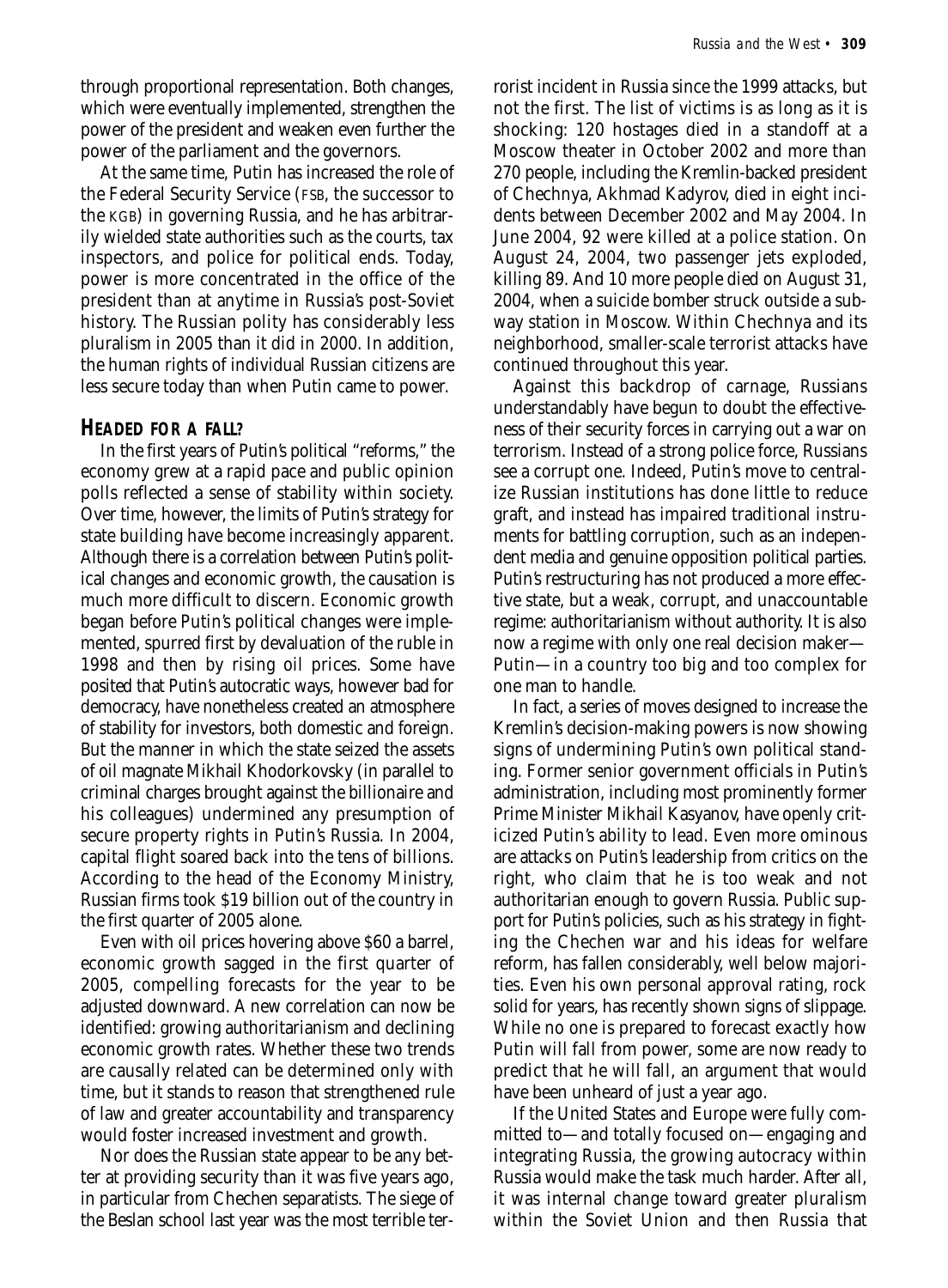through proportional representation. Both changes, which were eventually implemented, strengthen the power of the president and weaken even further the power of the parliament and the governors.

At the same time, Putin has increased the role of the Federal Security Service (FSB, the successor to the KGB) in governing Russia, and he has arbitrarily wielded state authorities such as the courts, tax inspectors, and police for political ends. Today, power is more concentrated in the office of the president than at anytime in Russia's post-Soviet history. The Russian polity has considerably less pluralism in 2005 than it did in 2000. In addition, the human rights of individual Russian citizens are less secure today than when Putin came to power.

## HEADED FOR A FALL?

In the first years of Putin's political "reforms," the economy grew at a rapid pace and public opinion polls reflected a sense of stability within society. Over time, however, the limits of Putin's strategy for state building have become increasingly apparent. Although there is a correlation between Putin's political changes and economic growth, the causation is much more difficult to discern. Economic growth began before Putin's political changes were implemented, spurred first by devaluation of the ruble in 1998 and then by rising oil prices. Some have posited that Putin's autocratic ways, however bad for democracy, have nonetheless created an atmosphere of stability for investors, both domestic and foreign. But the manner in which the state seized the assets of oil magnate Mikhail Khodorkovsky (in parallel to criminal charges brought against the billionaire and his colleagues) undermined any presumption of secure property rights in Putin's Russia. In 2004, capital flight soared back into the tens of billions. According to the head of the Economy Ministry, Russian firms took $19 billion out of the country in the first quarter of 2005 alone.

Even with oil prices hovering above $60 a barrel, economic growth sagged in the first quarter of 2005, compelling forecasts for the year to be adjusted downward. A new correlation can now be identified: growing authoritarianism and declining economic growth rates. Whether these two trends are causally related can be determined only with time, but it stands to reason that strengthened rule of law and greater accountability and transparency would foster increased investment and growth.

Nor does the Russian state appear to be any better at providing security than it was five years ago, in particular from Chechen separatists. The siege of the Beslan school last year was the most terrible terrorist incident in Russia since the 1999 attacks, but not the first. The list of victims is as long as it is shocking: 120 hostages died in a standoff at a Moscow theater in October 2002 and more than 270 people, including the Kremlin-backed president of Chechnya, Akhmad Kadyrov, died in eight incidents between December 2002 and May 2004. In June 2004, 92 were killed at a police station. On August 24, 2004, two passenger jets exploded, killing 89. And 10 more people died on August 31, 2004, when a suicide bomber struck outside a subway station in Moscow. Within Chechnya and its neighborhood, smaller-scale terrorist attacks have continued throughout this year.

Against this backdrop of carnage, Russians understandably have begun to doubt the effectiveness of their security forces in carrying out a war on terrorism. Instead of a strong police force, Russians see a corrupt one. Indeed, Putin's move to centralize Russian institutions has done little to reduce graft, and instead has impaired traditional instruments for battling corruption, such as an independent media and genuine opposition political parties. Putin's restructuring has not produced a more effective state, but a weak, corrupt, and unaccountable regime: authoritarianism without authority. It is also now a regime with only one real decision maker—Putin—in a country too big and too complex for one man to handle.

In fact, a series of moves designed to increase the Kremlin's decision-making powers is now showing signs of undermining Putin's own political standing. Former senior government officials in Putin's administration, including most prominently former Prime Minister Mikhail Kasyanov, have openly criticized Putin's ability to lead. Even more ominous are attacks on Putin's leadership from critics on the right, who claim that he is too weak and not authoritarian enough to govern Russia. Public support for Putin's policies, such as his strategy in fighting the Chechen war and his ideas for welfare reform, has fallen considerably, well below majorities. Even his own personal approval rating, rock solid for years, has recently shown signs of slippage. While no one is prepared to forecast exactly how Putin will fall from power, some are now ready to predict that he will fall, an argument that would have been unheard of just a year ago.

If the United States and Europe were fully committed to—and totally focused on—engaging and integrating Russia, the growing autocracy within Russia would make the task much harder. After all, it was internal change toward greater pluralism within the Soviet Union and then Russia that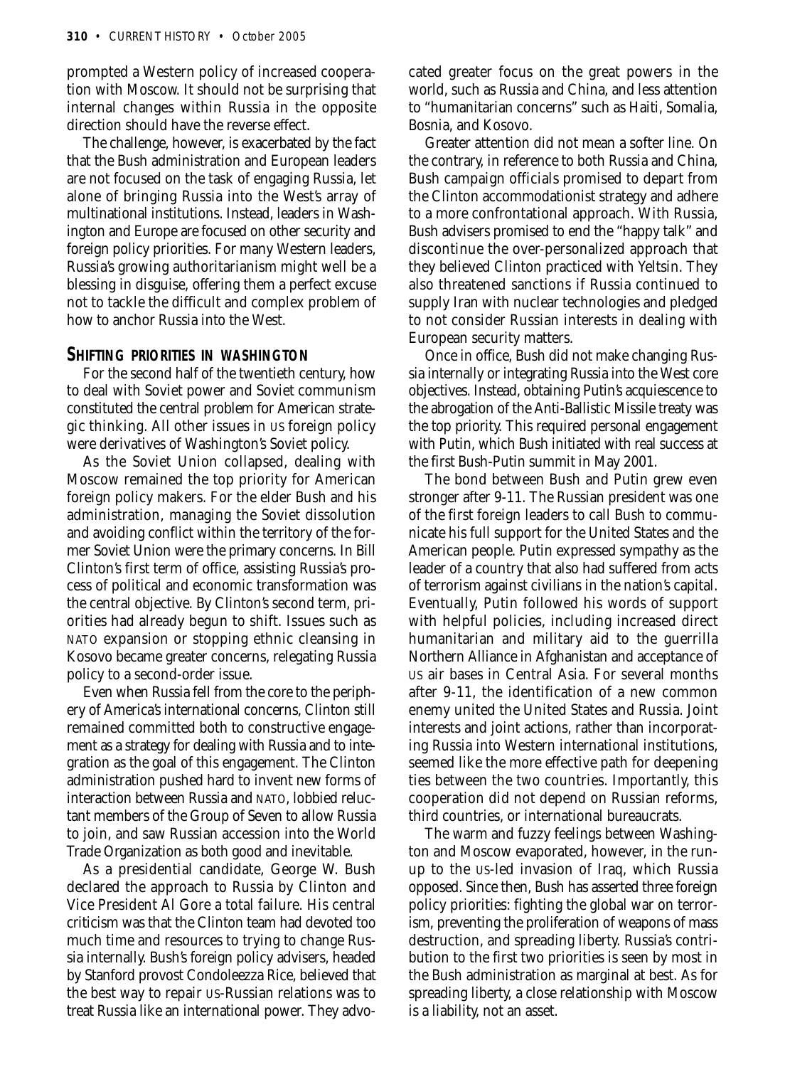prompted a Western policy of increased cooperation with Moscow. It should not be surprising that internal changes within Russia in the opposite direction should have the reverse effect.

The challenge, however, is exacerbated by the fact that the Bush administration and European leaders are not focused on the task of engaging Russia, let alone of bringing Russia into the West's array of multinational institutions. Instead, leaders in Washington and Europe are focused on other security and foreign policy priorities. For many Western leaders, Russia's growing authoritarianism might well be a blessing in disguise, offering them a perfect excuse not to tackle the difficult and complex problem of how to anchor Russia into the West.

## SHIFTING PRIORITIES IN WASHINGTON

For the second half of the twentieth century, how to deal with Soviet power and Soviet communism constituted the central problem for American strategic thinking. All other issues in US foreign policy were derivatives of Washington's Soviet policy.

As the Soviet Union collapsed, dealing with Moscow remained the top priority for American foreign policy makers. For the elder Bush and his administration, managing the Soviet dissolution and avoiding conflict within the territory of the former Soviet Union were the primary concerns. In Bill Clinton's first term of office, assisting Russia's process of political and economic transformation was the central objective. By Clinton's second term, priorities had already begun to shift. Issues such as NATO expansion or stopping ethnic cleansing in Kosovo became greater concerns, relegating Russia policy to a second-order issue.

Even when Russia fell from the core to the periphery of America's international concerns, Clinton still remained committed both to constructive engagement as a strategy for dealing with Russia and to integration as the goal of this engagement. The Clinton administration pushed hard to invent new forms of interaction between Russia and NATO, lobbied reluctant members of the Group of Seven to allow Russia to join, and saw Russian accession into the World Trade Organization as both good and inevitable.

As a presidential candidate, George W. Bush declared the approach to Russia by Clinton and Vice President Al Gore a total failure. His central criticism was that the Clinton team had devoted too much time and resources to trying to change Russia internally. Bush's foreign policy advisers, headed by Stanford provost Condoleezza Rice, believed that the best way to repair US-Russian relations was to treat Russia like an international power. They advocated greater focus on the great powers in the world, such as Russia and China, and less attention to "humanitarian concerns" such as Haiti, Somalia, Bosnia, and Kosovo.

Greater attention did not mean a softer line. On the contrary, in reference to both Russia and China, Bush campaign officials promised to depart from the Clinton accommodationist strategy and adhere to a more confrontational approach. With Russia, Bush advisers promised to end the "happy talk" and discontinue the over-personalized approach that they believed Clinton practiced with Yeltsin. They also threatened sanctions if Russia continued to supply Iran with nuclear technologies and pledged to not consider Russian interests in dealing with European security matters.

Once in office, Bush did not make changing Russia internally or integrating Russia into the West core objectives. Instead, obtaining Putin's acquiescence to the abrogation of the Anti-Ballistic Missile treaty was the top priority. This required personal engagement with Putin, which Bush initiated with real success at the first Bush-Putin summit in May 2001.

The bond between Bush and Putin grew even stronger after 9-11. The Russian president was one of the first foreign leaders to call Bush to communicate his full support for the United States and the American people. Putin expressed sympathy as the leader of a country that also had suffered from acts of terrorism against civilians in the nation's capital. Eventually, Putin followed his words of support with helpful policies, including increased direct humanitarian and military aid to the guerrilla Northern Alliance in Afghanistan and acceptance of US air bases in Central Asia. For several months after 9-11, the identification of a new common enemy united the United States and Russia. Joint interests and joint actions, rather than incorporating Russia into Western international institutions, seemed like the more effective path for deepening ties between the two countries. Importantly, this cooperation did not depend on Russian reforms, third countries, or international bureaucrats.

The warm and fuzzy feelings between Washington and Moscow evaporated, however, in the run-up to the US-led invasion of Iraq, which Russia opposed. Since then, Bush has asserted three foreign policy priorities: fighting the global war on terrorism, preventing the proliferation of weapons of mass destruction, and spreading liberty. Russia's contribution to the first two priorities is seen by most in the Bush administration as marginal at best. As for spreading liberty, a close relationship with Moscow is a liability, not an asset.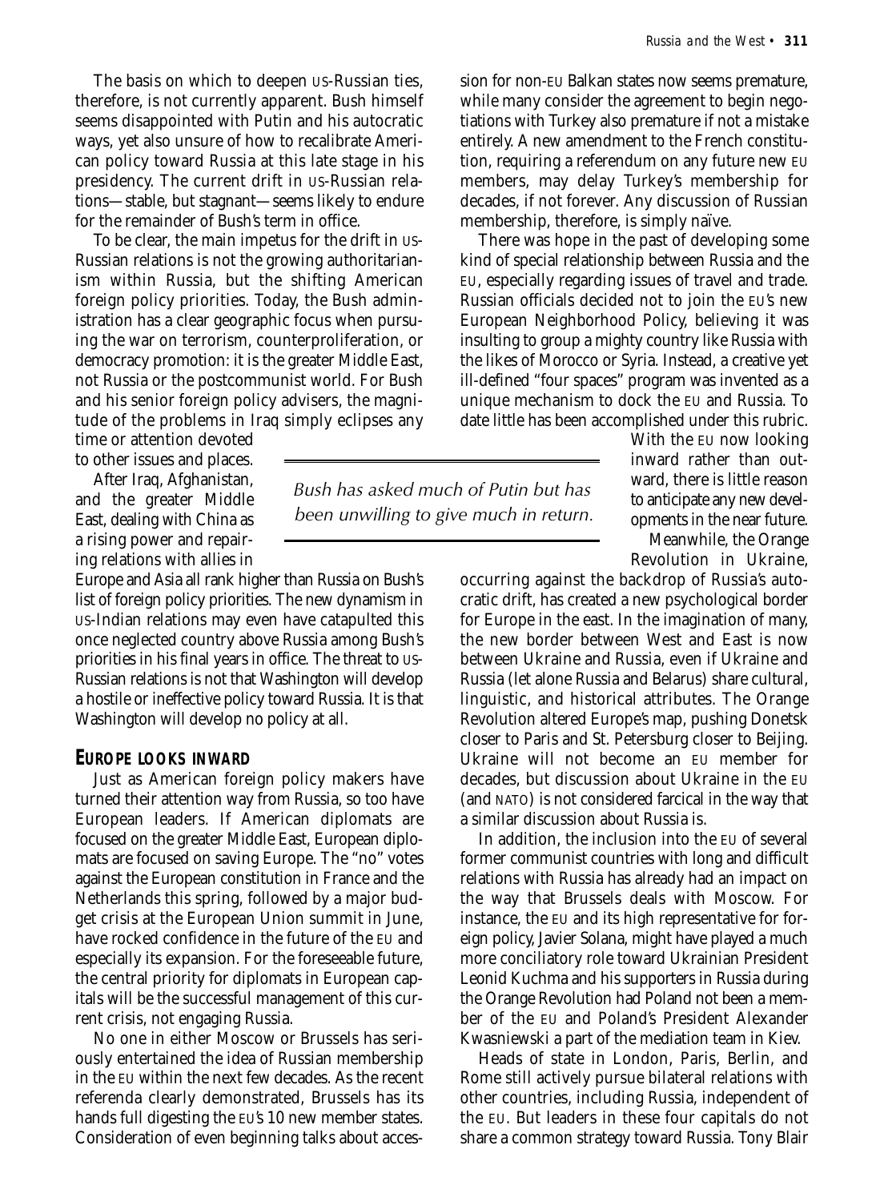The basis on which to deepen US-Russian ties, therefore, is not currently apparent. Bush himself seems disappointed with Putin and his autocratic ways, yet also unsure of how to recalibrate American policy toward Russia at this late stage in his presidency. The current drift in US-Russian relations—stable, but stagnant—seems likely to endure for the remainder of Bush's term in office.

To be clear, the main impetus for the drift in US-Russian relations is not the growing authoritarianism within Russia, but the shifting American foreign policy priorities. Today, the Bush administration has a clear geographic focus when pursuing the war on terrorism, counterproliferation, or democracy promotion: it is the greater Middle East, not Russia or the postcommunist world. For Bush and his senior foreign policy advisers, the magnitude of the problems in Iraq simply eclipses any time or attention devoted to other issues and places.

After Iraq, Afghanistan, and the greater Middle East, dealing with China as a rising power and repairing relations with allies in Europe and Asia all rank higher than Russia on Bush's list of foreign policy priorities. The new dynamism in US-Indian relations may even have catapulted this once neglected country above Russia among Bush's priorities in his final years in office. The threat to US-Russian relations is not that Washington will develop a hostile or ineffective policy toward Russia. It is that Washington will develop no policy at all.

*Bush has asked much of Putin but has been unwilling to give much in return.*

## EUROPE LOOKS INWARD

Just as American foreign policy makers have turned their attention way from Russia, so too have European leaders. If American diplomats are focused on the greater Middle East, European diplomats are focused on saving Europe. The "no" votes against the European constitution in France and the Netherlands this spring, followed by a major budget crisis at the European Union summit in June, have rocked confidence in the future of the EU and especially its expansion. For the foreseeable future, the central priority for diplomats in European capitals will be the successful management of this current crisis, not engaging Russia.

No one in either Moscow or Brussels has seriously entertained the idea of Russian membership in the EU within the next few decades. As the recent referenda clearly demonstrated, Brussels has its hands full digesting the EU's 10 new member states. Consideration of even beginning talks about accession for non-EU Balkan states now seems premature, while many consider the agreement to begin negotiations with Turkey also premature if not a mistake entirely. A new amendment to the French constitution, requiring a referendum on any future new EU members, may delay Turkey's membership for decades, if not forever. Any discussion of Russian membership, therefore, is simply naïve.

There was hope in the past of developing some kind of special relationship between Russia and the EU, especially regarding issues of travel and trade. Russian officials decided not to join the EU's new European Neighborhood Policy, believing it was insulting to group a mighty country like Russia with the likes of Morocco or Syria. Instead, a creative yet ill-defined "four spaces" program was invented as a unique mechanism to dock the EU and Russia. To date little has been accomplished under this rubric. With the EU now looking inward rather than outward, there is little reason to anticipate any new developments in the near future.

Meanwhile, the Orange Revolution in Ukraine, occurring against the backdrop of Russia's autocratic drift, has created a new psychological border for Europe in the east. In the imagination of many, the new border between West and East is now between Ukraine and Russia, even if Ukraine and Russia (let alone Russia and Belarus) share cultural, linguistic, and historical attributes. The Orange Revolution altered Europe's map, pushing Donetsk closer to Paris and St. Petersburg closer to Beijing. Ukraine will not become an EU member for decades, but discussion about Ukraine in the EU (and NATO) is not considered farcical in the way that a similar discussion about Russia is.

In addition, the inclusion into the EU of several former communist countries with long and difficult relations with Russia has already had an impact on the way that Brussels deals with Moscow. For instance, the EU and its high representative for foreign policy, Javier Solana, might have played a much more conciliatory role toward Ukrainian President Leonid Kuchma and his supporters in Russia during the Orange Revolution had Poland not been a member of the EU and Poland's President Alexander Kwasniewski a part of the mediation team in Kiev.

Heads of state in London, Paris, Berlin, and Rome still actively pursue bilateral relations with other countries, including Russia, independent of the EU. But leaders in these four capitals do not share a common strategy toward Russia. Tony Blair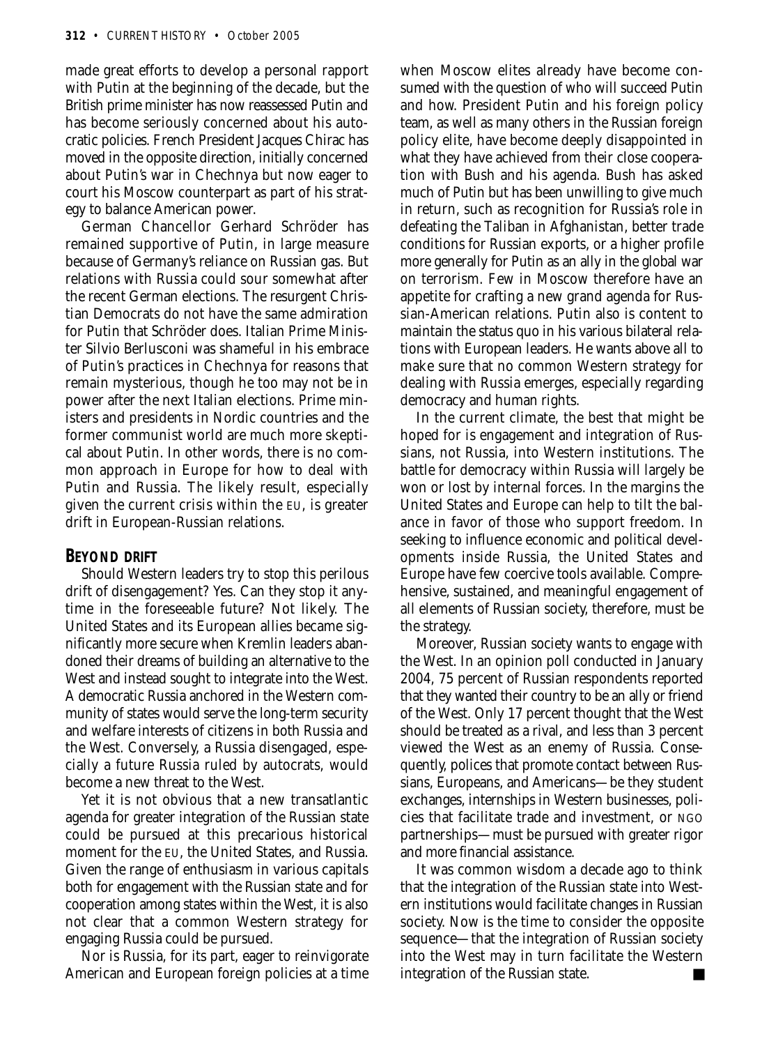made great efforts to develop a personal rapport with Putin at the beginning of the decade, but the British prime minister has now reassessed Putin and has become seriously concerned about his autocratic policies. French President Jacques Chirac has moved in the opposite direction, initially concerned about Putin's war in Chechnya but now eager to court his Moscow counterpart as part of his strategy to balance American power.

German Chancellor Gerhard Schröder has remained supportive of Putin, in large measure because of Germany's reliance on Russian gas. But relations with Russia could sour somewhat after the recent German elections. The resurgent Christian Democrats do not have the same admiration for Putin that Schröder does. Italian Prime Minister Silvio Berlusconi was shameful in his embrace of Putin's practices in Chechnya for reasons that remain mysterious, though he too may not be in power after the next Italian elections. Prime ministers and presidents in Nordic countries and the former communist world are much more skeptical about Putin. In other words, there is no common approach in Europe for how to deal with Putin and Russia. The likely result, especially given the current crisis within the EU, is greater drift in European-Russian relations.

## BEYOND DRIFT

Should Western leaders try to stop this perilous drift of disengagement? Yes. Can they stop it anytime in the foreseeable future? Not likely. The United States and its European allies became significantly more secure when Kremlin leaders abandoned their dreams of building an alternative to the West and instead sought to integrate into the West. A democratic Russia anchored in the Western community of states would serve the long-term security and welfare interests of citizens in both Russia and the West. Conversely, a Russia disengaged, especially a future Russia ruled by autocrats, would become a new threat to the West.

Yet it is not obvious that a new transatlantic agenda for greater integration of the Russian state could be pursued at this precarious historical moment for the EU, the United States, and Russia. Given the range of enthusiasm in various capitals both for engagement with the Russian state and for cooperation among states within the West, it is also not clear that a common Western strategy for engaging Russia could be pursued.

Nor is Russia, for its part, eager to reinvigorate American and European foreign policies at a time when Moscow elites already have become consumed with the question of who will succeed Putin and how. President Putin and his foreign policy team, as well as many others in the Russian foreign policy elite, have become deeply disappointed in what they have achieved from their close cooperation with Bush and his agenda. Bush has asked much of Putin but has been unwilling to give much in return, such as recognition for Russia's role in defeating the Taliban in Afghanistan, better trade conditions for Russian exports, or a higher profile more generally for Putin as an ally in the global war on terrorism. Few in Moscow therefore have an appetite for crafting a new grand agenda for Russian-American relations. Putin also is content to maintain the status quo in his various bilateral relations with European leaders. He wants above all to make sure that no common Western strategy for dealing with Russia emerges, especially regarding democracy and human rights.

In the current climate, the best that might be hoped for is engagement and integration of Russians, not Russia, into Western institutions. The battle for democracy within Russia will largely be won or lost by internal forces. In the margins the United States and Europe can help to tilt the balance in favor of those who support freedom. In seeking to influence economic and political developments inside Russia, the United States and Europe have few coercive tools available. Comprehensive, sustained, and meaningful engagement of all elements of Russian society, therefore, must be the strategy.

Moreover, Russian society wants to engage with the West. In an opinion poll conducted in January 2004, 75 percent of Russian respondents reported that they wanted their country to be an ally or friend of the West. Only 17 percent thought that the West should be treated as a rival, and less than 3 percent viewed the West as an enemy of Russia. Consequently, polices that promote contact between Russians, Europeans, and Americans—be they student exchanges, internships in Western businesses, policies that facilitate trade and investment, or NGO partnerships—must be pursued with greater rigor and more financial assistance.

It was common wisdom a decade ago to think that the integration of the Russian state into Western institutions would facilitate changes in Russian society. Now is the time to consider the opposite sequence—that the integration of Russian society into the West may in turn facilitate the Western integration of the Russian state. ■